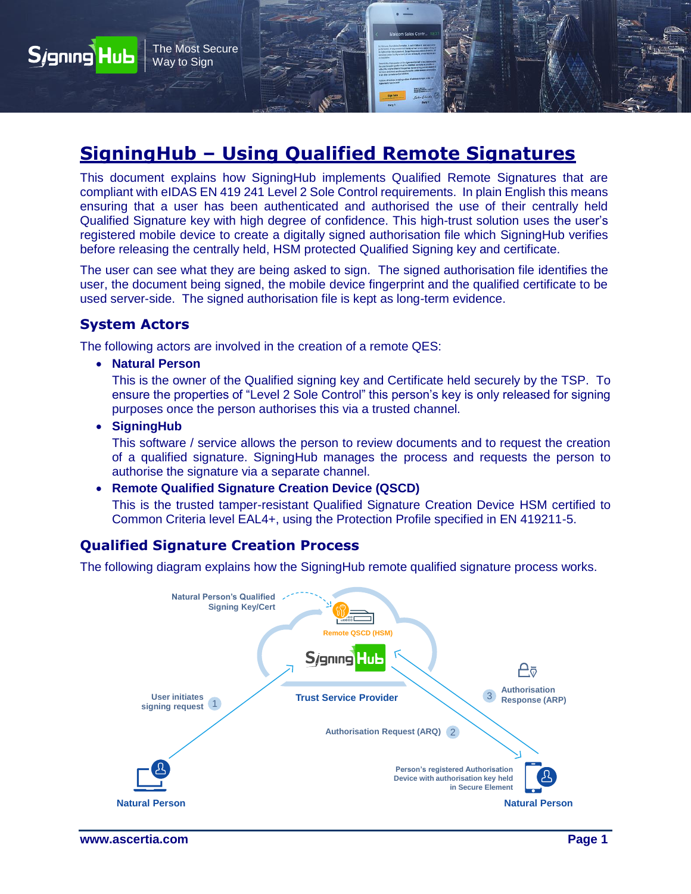# SigningHub – Using Qualified Remote Signatures

This document explains how SigningHub implements Qualified Remote Signatures that are compliant with eIDAS EN 419 241 Level 2 Sole Control requirements. In plain English this means ensuring that a user has been authenticated and authorised the use of their centrally held Qualified Signature key with high degree of confidence. This high-trust solution uses the user's registered mobile device to create a digitally signed authorisation file which SigningHub verifies before releasing the centrally held, HSM protected Qualified Signing key and certificate.

The user can see what they are being asked to sign. The signed authorisation file identifies the user, the document being signed, the mobile device fingerprint and the qualified certificate to be used server-side. The signed authorisation file is kept as long-term evidence.

## System Actors

The following actors are involved in the creation of a remote QES:

- **Natural Person**
  This is the owner of the Qualified signing key and Certificate held securely by the TSP. To ensure the properties of "Level 2 Sole Control" this person's key is only released for signing purposes once the person authorises this via a trusted channel.
- **SigningHub**
  This software / service allows the person to review documents and to request the creation of a qualified signature. SigningHub manages the process and requests the person to authorise the signature via a separate channel.
- **Remote Qualified Signature Creation Device (QSCD)**
  This is the trusted tamper-resistant Qualified Signature Creation Device HSM certified to Common Criteria level EAL4+, using the Protection Profile specified in EN 419211-5.

## Qualified Signature Creation Process

The following diagram explains how the SigningHub remote qualified signature process works.

Natural Person's Qualified Signing Key/Cert

Remote QSCD (HSM)

SigningHub

Trust Service Provider

1 User initiates signing request

2 Authorisation Request (ARQ)

3 Authorisation Response (ARP)

Person's registered Authorisation Device with authorisation key held in Secure Element

Natural Person

Natural Person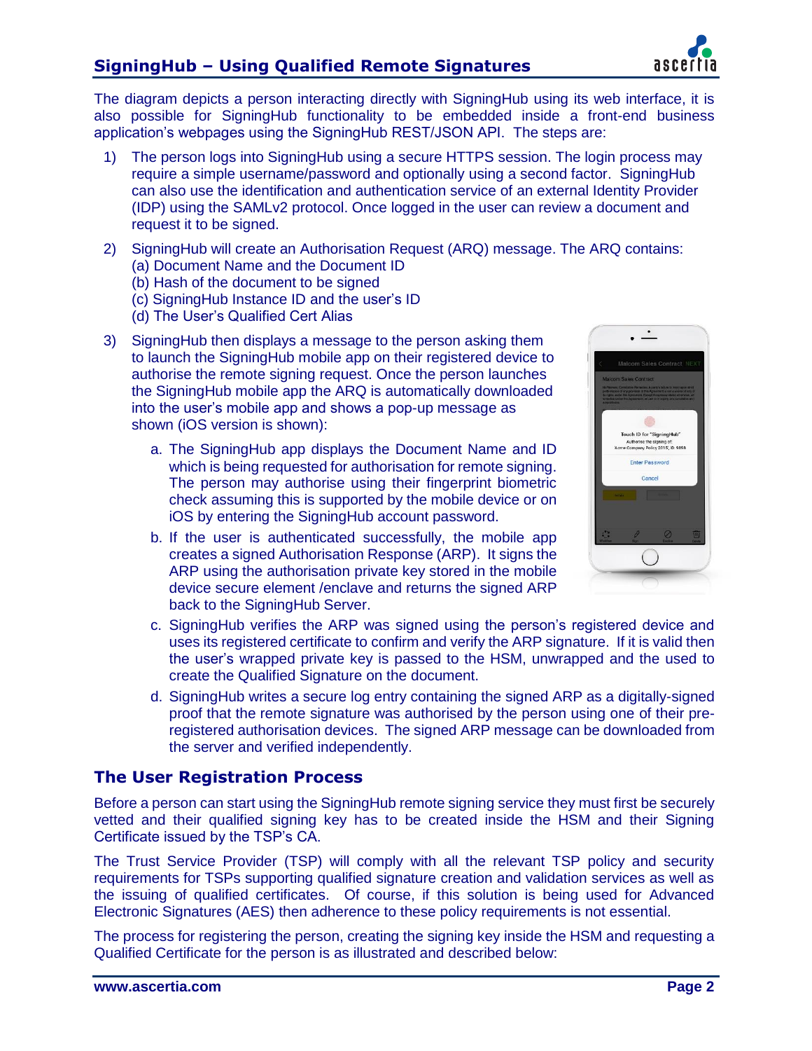The diagram depicts a person interacting directly with SigningHub using its web interface, it is also possible for SigningHub functionality to be embedded inside a front-end business application's webpages using the SigningHub REST/JSON API. The steps are:

1) The person logs into SigningHub using a secure HTTPS session. The login process may require a simple username/password and optionally using a second factor. SigningHub can also use the identification and authentication service of an external Identity Provider (IDP) using the SAMLv2 protocol. Once logged in the user can review a document and request it to be signed.

2) SigningHub will create an Authorisation Request (ARQ) message. The ARQ contains:
   (a) Document Name and the Document ID
   (b) Hash of the document to be signed
   (c) SigningHub Instance ID and the user's ID
   (d) The User's Qualified Cert Alias

3) SigningHub then displays a message to the person asking them to launch the SigningHub mobile app on their registered device to authorise the remote signing request. Once the person launches the SigningHub mobile app the ARQ is automatically downloaded into the user's mobile app and shows a pop-up message as shown (iOS version is shown):

   a. The SigningHub app displays the Document Name and ID which is being requested for authorisation for remote signing. The person may authorise using their fingerprint biometric check assuming this is supported by the mobile device or on iOS by entering the SigningHub account password.

   b. If the user is authenticated successfully, the mobile app creates a signed Authorisation Response (ARP). It signs the ARP using the authorisation private key stored in the mobile device secure element /enclave and returns the signed ARP back to the SigningHub Server.

   c. SigningHub verifies the ARP was signed using the person's registered device and uses its registered certificate to confirm and verify the ARP signature. If it is valid then the user's wrapped private key is passed to the HSM, unwrapped and the used to create the Qualified Signature on the document.

   d. SigningHub writes a secure log entry containing the signed ARP as a digitally-signed proof that the remote signature was authorised by the person using one of their pre-registered authorisation devices. The signed ARP message can be downloaded from the server and verified independently.

## The User Registration Process

Before a person can start using the SigningHub remote signing service they must first be securely vetted and their qualified signing key has to be created inside the HSM and their Signing Certificate issued by the TSP's CA.

The Trust Service Provider (TSP) will comply with all the relevant TSP policy and security requirements for TSPs supporting qualified signature creation and validation services as well as the issuing of qualified certificates. Of course, if this solution is being used for Advanced Electronic Signatures (AES) then adherence to these policy requirements is not essential.

The process for registering the person, creating the signing key inside the HSM and requesting a Qualified Certificate for the person is as illustrated and described below: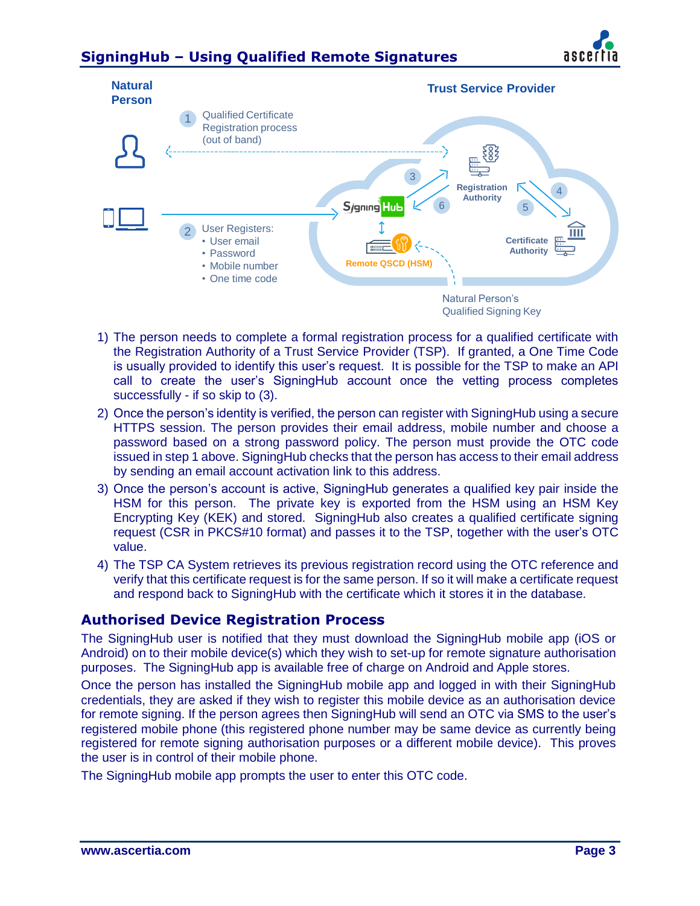Natural Person

Trust Service Provider

1 Qualified Certificate Registration process (out of band)

2 User Registers:
- User email
- Password
- Mobile number
- One time code

SigningHub

3

6

Registration Authority

4

5

Certificate Authority

Remote QSCD (HSM)

Natural Person's Qualified Signing Key

1) The person needs to complete a formal registration process for a qualified certificate with the Registration Authority of a Trust Service Provider (TSP). If granted, a One Time Code is usually provided to identify this user's request. It is possible for the TSP to make an API call to create the user's SigningHub account once the vetting process completes successfully - if so skip to (3).
2) Once the person's identity is verified, the person can register with SigningHub using a secure HTTPS session. The person provides their email address, mobile number and choose a password based on a strong password policy. The person must provide the OTC code issued in step 1 above. SigningHub checks that the person has access to their email address by sending an email account activation link to this address.
3) Once the person's account is active, SigningHub generates a qualified key pair inside the HSM for this person. The private key is exported from the HSM using an HSM Key Encrypting Key (KEK) and stored. SigningHub also creates a qualified certificate signing request (CSR in PKCS#10 format) and passes it to the TSP, together with the user's OTC value.
4) The TSP CA System retrieves its previous registration record using the OTC reference and verify that this certificate request is for the same person. If so it will make a certificate request and respond back to SigningHub with the certificate which it stores it in the database.

## Authorised Device Registration Process

The SigningHub user is notified that they must download the SigningHub mobile app (iOS or Android) on to their mobile device(s) which they wish to set-up for remote signature authorisation purposes. The SigningHub app is available free of charge on Android and Apple stores.

Once the person has installed the SigningHub mobile app and logged in with their SigningHub credentials, they are asked if they wish to register this mobile device as an authorisation device for remote signing. If the person agrees then SigningHub will send an OTC via SMS to the user's registered mobile phone (this registered phone number may be same device as currently being registered for remote signing authorisation purposes or a different mobile device). This proves the user is in control of their mobile phone.

The SigningHub mobile app prompts the user to enter this OTC code.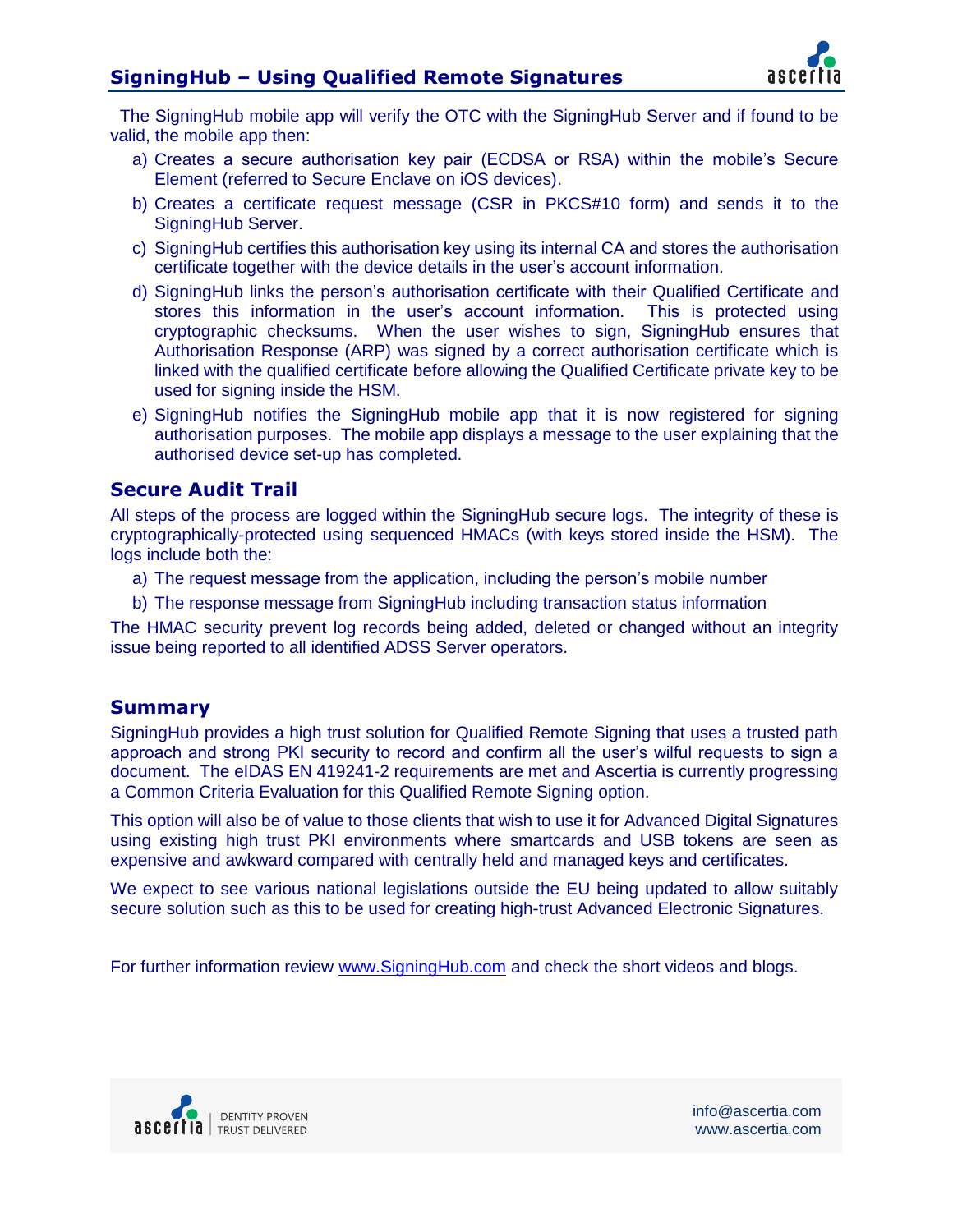The SigningHub mobile app will verify the OTC with the SigningHub Server and if found to be valid, the mobile app then:

a) Creates a secure authorisation key pair (ECDSA or RSA) within the mobile's Secure Element (referred to Secure Enclave on iOS devices).
b) Creates a certificate request message (CSR in PKCS#10 form) and sends it to the SigningHub Server.
c) SigningHub certifies this authorisation key using its internal CA and stores the authorisation certificate together with the device details in the user's account information.
d) SigningHub links the person's authorisation certificate with their Qualified Certificate and stores this information in the user's account information. This is protected using cryptographic checksums. When the user wishes to sign, SigningHub ensures that Authorisation Response (ARP) was signed by a correct authorisation certificate which is linked with the qualified certificate before allowing the Qualified Certificate private key to be used for signing inside the HSM.
e) SigningHub notifies the SigningHub mobile app that it is now registered for signing authorisation purposes. The mobile app displays a message to the user explaining that the authorised device set-up has completed.

## Secure Audit Trail

All steps of the process are logged within the SigningHub secure logs. The integrity of these is cryptographically-protected using sequenced HMACs (with keys stored inside the HSM). The logs include both the:

a) The request message from the application, including the person's mobile number
b) The response message from SigningHub including transaction status information

The HMAC security prevent log records being added, deleted or changed without an integrity issue being reported to all identified ADSS Server operators.

## Summary

SigningHub provides a high trust solution for Qualified Remote Signing that uses a trusted path approach and strong PKI security to record and confirm all the user's wilful requests to sign a document. The eIDAS EN 419241-2 requirements are met and Ascertia is currently progressing a Common Criteria Evaluation for this Qualified Remote Signing option.

This option will also be of value to those clients that wish to use it for Advanced Digital Signatures using existing high trust PKI environments where smartcards and USB tokens are seen as expensive and awkward compared with centrally held and managed keys and certificates.

We expect to see various national legislations outside the EU being updated to allow suitably secure solution such as this to be used for creating high-trust Advanced Electronic Signatures.

For further information review www.SigningHub.com and check the short videos and blogs.